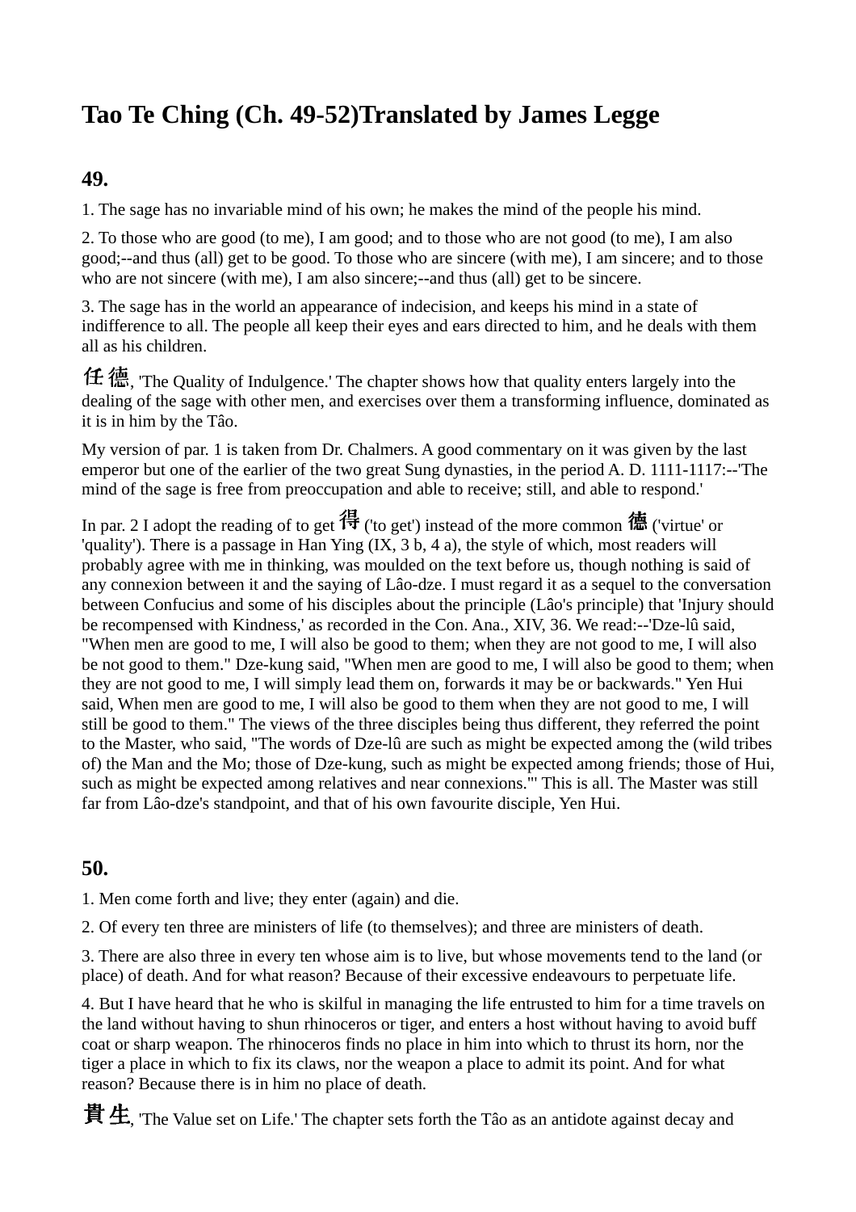# Tao Te Ching (Ch. 49-52)Translated by James Legge

## 49.

1. The sage has no invariable mind of his own; he makes the mind of the people his mind.

2. To those who are good (to me), I am good; and to those who are not good (to me), I am also good;--and thus (all) get to be good. To those who are sincere (with me), I am sincere; and to those who are not sincere (with me), I am also sincere;--and thus (all) get to be sincere.

3. The sage has in the world an appearance of indecision, and keeps his mind in a state of indifference to all. The people all keep their eyes and ears directed to him, and he deals with them all as his children.

任德, 'The Quality of Indulgence.' The chapter shows how that quality enters largely into the dealing of the sage with other men, and exercises over them a transforming influence, dominated as it is in him by the Tâo.

My version of par. 1 is taken from Dr. Chalmers. A good commentary on it was given by the last emperor but one of the earlier of the two great Sung dynasties, in the period A. D. 1111-1117:--'The mind of the sage is free from preoccupation and able to receive; still, and able to respond.'

In par. 2 I adopt the reading of to get 得 ('to get') instead of the more common 德 ('virtue' or 'quality'). There is a passage in Han Ying (IX, 3 b, 4 a), the style of which, most readers will probably agree with me in thinking, was moulded on the text before us, though nothing is said of any connexion between it and the saying of Lâo-dze. I must regard it as a sequel to the conversation between Confucius and some of his disciples about the principle (Lâo's principle) that 'Injury should be recompensed with Kindness,' as recorded in the Con. Ana., XIV, 36. We read:--'Dze-lû said, "When men are good to me, I will also be good to them; when they are not good to me, I will also be not good to them." Dze-kung said, "When men are good to me, I will also be good to them; when they are not good to me, I will simply lead them on, forwards it may be or backwards." Yen Hui said, When men are good to me, I will also be good to them when they are not good to me, I will still be good to them." The views of the three disciples being thus different, they referred the point to the Master, who said, "The words of Dze-lû are such as might be expected among the (wild tribes of) the Man and the Mo; those of Dze-kung, such as might be expected among friends; those of Hui, such as might be expected among relatives and near connexions."' This is all. The Master was still far from Lâo-dze's standpoint, and that of his own favourite disciple, Yen Hui.

## 50.

1. Men come forth and live; they enter (again) and die.

2. Of every ten three are ministers of life (to themselves); and three are ministers of death.

3. There are also three in every ten whose aim is to live, but whose movements tend to the land (or place) of death. And for what reason? Because of their excessive endeavours to perpetuate life.

4. But I have heard that he who is skilful in managing the life entrusted to him for a time travels on the land without having to shun rhinoceros or tiger, and enters a host without having to avoid buff coat or sharp weapon. The rhinoceros finds no place in him into which to thrust its horn, nor the tiger a place in which to fix its claws, nor the weapon a place to admit its point. And for what reason? Because there is in him no place of death.

貴生, 'The Value set on Life.' The chapter sets forth the Tâo as an antidote against decay and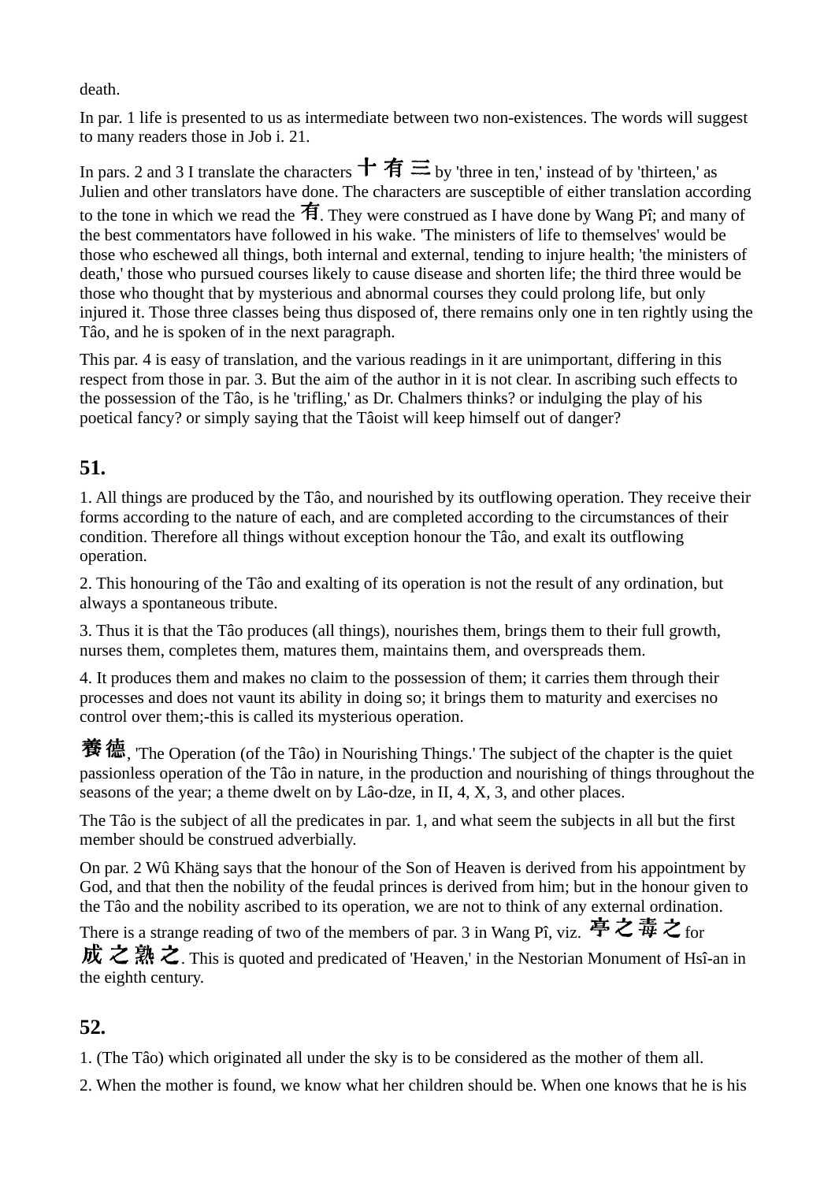death.

In par. 1 life is presented to us as intermediate between two non-existences. The words will suggest to many readers those in Job i. 21.

In pars. 2 and 3 I translate the characters 十有三 by 'three in ten,' instead of by 'thirteen,' as Julien and other translators have done. The characters are susceptible of either translation according to the tone in which we read the 有. They were construed as I have done by Wang Pî; and many of the best commentators have followed in his wake. 'The ministers of life to themselves' would be those who eschewed all things, both internal and external, tending to injure health; 'the ministers of death,' those who pursued courses likely to cause disease and shorten life; the third three would be those who thought that by mysterious and abnormal courses they could prolong life, but only injured it. Those three classes being thus disposed of, there remains only one in ten rightly using the Tâo, and he is spoken of in the next paragraph.

This par. 4 is easy of translation, and the various readings in it are unimportant, differing in this respect from those in par. 3. But the aim of the author in it is not clear. In ascribing such effects to the possession of the Tâo, is he 'trifling,' as Dr. Chalmers thinks? or indulging the play of his poetical fancy? or simply saying that the Tâoist will keep himself out of danger?

## 51.

1. All things are produced by the Tâo, and nourished by its outflowing operation. They receive their forms according to the nature of each, and are completed according to the circumstances of their condition. Therefore all things without exception honour the Tâo, and exalt its outflowing operation.

2. This honouring of the Tâo and exalting of its operation is not the result of any ordination, but always a spontaneous tribute.

3. Thus it is that the Tâo produces (all things), nourishes them, brings them to their full growth, nurses them, completes them, matures them, maintains them, and overspreads them.

4. It produces them and makes no claim to the possession of them; it carries them through their processes and does not vaunt its ability in doing so; it brings them to maturity and exercises no control over them;-this is called its mysterious operation.

養德, 'The Operation (of the Tâo) in Nourishing Things.' The subject of the chapter is the quiet passionless operation of the Tâo in nature, in the production and nourishing of things throughout the seasons of the year; a theme dwelt on by Lâo-dze, in II, 4, X, 3, and other places.

The Tâo is the subject of all the predicates in par. 1, and what seem the subjects in all but the first member should be construed adverbially.

On par. 2 Wû Khäng says that the honour of the Son of Heaven is derived from his appointment by God, and that then the nobility of the feudal princes is derived from him; but in the honour given to the Tâo and the nobility ascribed to its operation, we are not to think of any external ordination.

There is a strange reading of two of the members of par. 3 in Wang Pî, viz. 亭之毒之 for 成之熟之. This is quoted and predicated of 'Heaven,' in the Nestorian Monument of Hsî-an in the eighth century.

## 52.

1. (The Tâo) which originated all under the sky is to be considered as the mother of them all.

2. When the mother is found, we know what her children should be. When one knows that he is his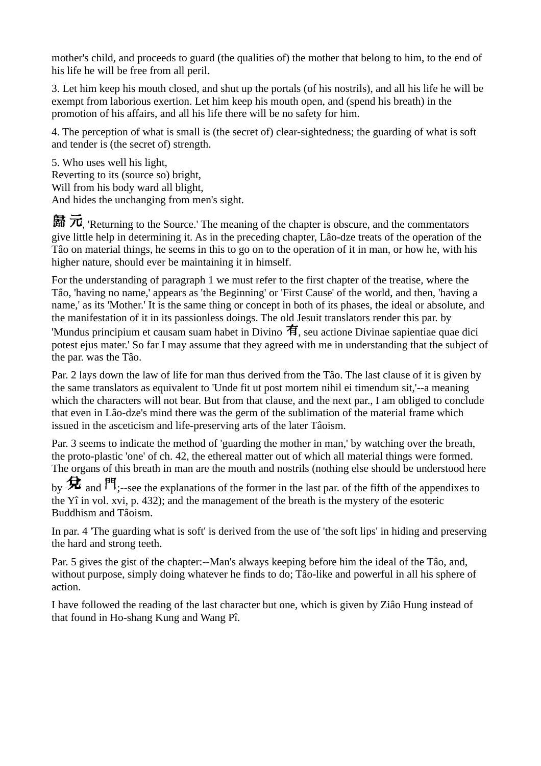mother's child, and proceeds to guard (the qualities of) the mother that belong to him, to the end of his life he will be free from all peril.

3. Let him keep his mouth closed, and shut up the portals (of his nostrils), and all his life he will be exempt from laborious exertion. Let him keep his mouth open, and (spend his breath) in the promotion of his affairs, and all his life there will be no safety for him.

4. The perception of what is small is (the secret of) clear-sightedness; the guarding of what is soft and tender is (the secret of) strength.

5. Who uses well his light,
Reverting to its (source so) bright,
Will from his body ward all blight,
And hides the unchanging from men's sight.

歸元, 'Returning to the Source.' The meaning of the chapter is obscure, and the commentators give little help in determining it. As in the preceding chapter, Lâo-dze treats of the operation of the Tâo on material things, he seems in this to go on to the operation of it in man, or how he, with his higher nature, should ever be maintaining it in himself.

For the understanding of paragraph 1 we must refer to the first chapter of the treatise, where the Tâo, 'having no name,' appears as 'the Beginning' or 'First Cause' of the world, and then, 'having a name,' as its 'Mother.' It is the same thing or concept in both of its phases, the ideal or absolute, and the manifestation of it in its passionless doings. The old Jesuit translators render this par. by 'Mundus principium et causam suam habet in Divino 有, seu actione Divinae sapientiae quae dici potest ejus mater.' So far I may assume that they agreed with me in understanding that the subject of the par. was the Tâo.

Par. 2 lays down the law of life for man thus derived from the Tâo. The last clause of it is given by the same translators as equivalent to 'Unde fit ut post mortem nihil ei timendum sit,'--a meaning which the characters will not bear. But from that clause, and the next par., I am obliged to conclude that even in Lâo-dze's mind there was the germ of the sublimation of the material frame which issued in the asceticism and life-preserving arts of the later Tâoism.

Par. 3 seems to indicate the method of 'guarding the mother in man,' by watching over the breath, the proto-plastic 'one' of ch. 42, the ethereal matter out of which all material things were formed. The organs of this breath in man are the mouth and nostrils (nothing else should be understood here by 兌 and 門;--see the explanations of the former in the last par. of the fifth of the appendixes to the Yî in vol. xvi, p. 432); and the management of the breath is the mystery of the esoteric Buddhism and Tâoism.

In par. 4 'The guarding what is soft' is derived from the use of 'the soft lips' in hiding and preserving the hard and strong teeth.

Par. 5 gives the gist of the chapter:--Man's always keeping before him the ideal of the Tâo, and, without purpose, simply doing whatever he finds to do; Tâo-like and powerful in all his sphere of action.

I have followed the reading of the last character but one, which is given by Ziâo Hung instead of that found in Ho-shang Kung and Wang Pî.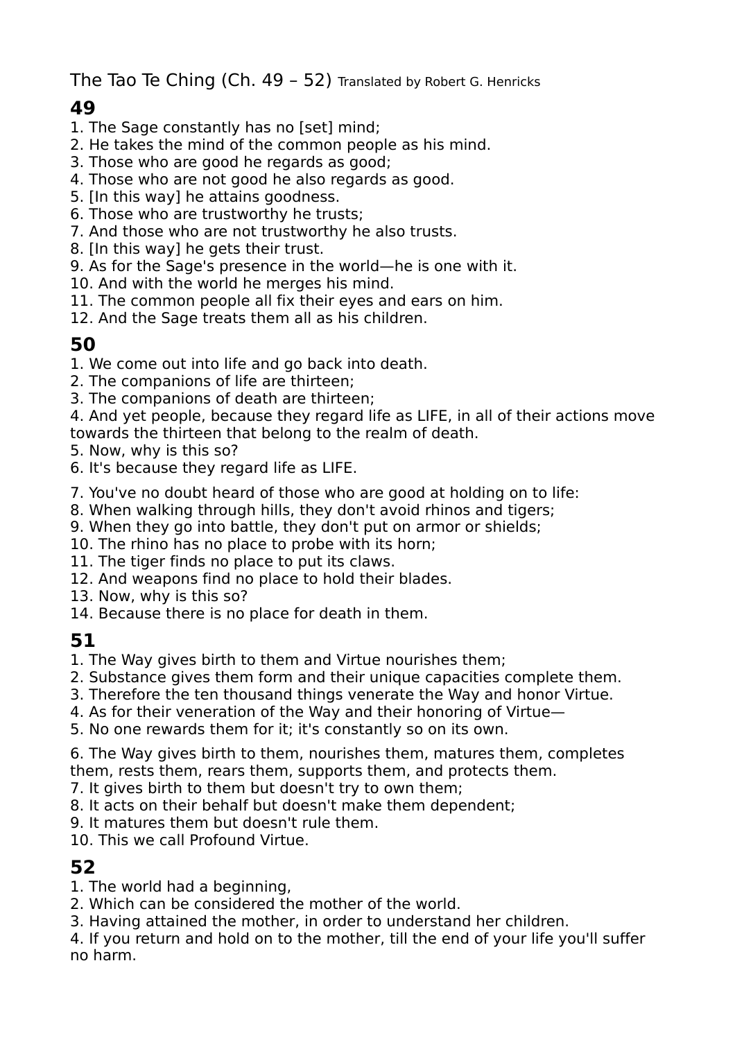The Tao Te Ching (Ch. 49 – 52) Translated by Robert G. Henricks

## 49

1. The Sage constantly has no [set] mind;
2. He takes the mind of the common people as his mind.
3. Those who are good he regards as good;
4. Those who are not good he also regards as good.
5. [In this way] he attains goodness.
6. Those who are trustworthy he trusts;
7. And those who are not trustworthy he also trusts.
8. [In this way] he gets their trust.
9. As for the Sage's presence in the world—he is one with it.
10. And with the world he merges his mind.
11. The common people all fix their eyes and ears on him.
12. And the Sage treats them all as his children.

## 50

1. We come out into life and go back into death.
2. The companions of life are thirteen;
3. The companions of death are thirteen;
4. And yet people, because they regard life as LIFE, in all of their actions move towards the thirteen that belong to the realm of death.
5. Now, why is this so?
6. It's because they regard life as LIFE.

7. You've no doubt heard of those who are good at holding on to life:
8. When walking through hills, they don't avoid rhinos and tigers;
9. When they go into battle, they don't put on armor or shields;
10. The rhino has no place to probe with its horn;
11. The tiger finds no place to put its claws.
12. And weapons find no place to hold their blades.
13. Now, why is this so?
14. Because there is no place for death in them.

## 51

1. The Way gives birth to them and Virtue nourishes them;
2. Substance gives them form and their unique capacities complete them.
3. Therefore the ten thousand things venerate the Way and honor Virtue.
4. As for their veneration of the Way and their honoring of Virtue—
5. No one rewards them for it; it's constantly so on its own.

6. The Way gives birth to them, nourishes them, matures them, completes them, rests them, rears them, supports them, and protects them.
7. It gives birth to them but doesn't try to own them;
8. It acts on their behalf but doesn't make them dependent;
9. It matures them but doesn't rule them.
10. This we call Profound Virtue.

## 52

1. The world had a beginning,
2. Which can be considered the mother of the world.
3. Having attained the mother, in order to understand her children.
4. If you return and hold on to the mother, till the end of your life you'll suffer no harm.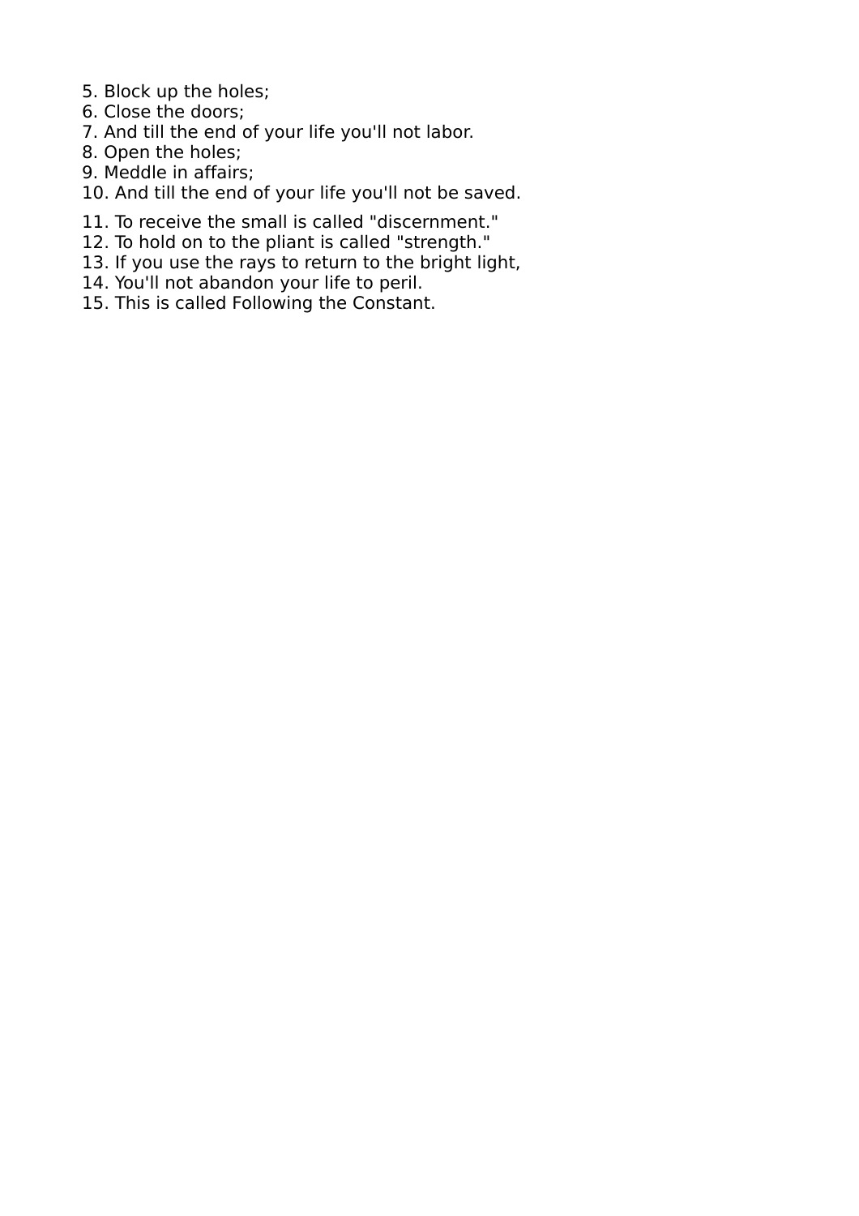5. Block up the holes;
6. Close the doors;
7. And till the end of your life you'll not labor.
8. Open the holes;
9. Meddle in affairs;
10. And till the end of your life you'll not be saved.

11. To receive the small is called "discernment."
12. To hold on to the pliant is called "strength."
13. If you use the rays to return to the bright light,
14. You'll not abandon your life to peril.
15. This is called Following the Constant.